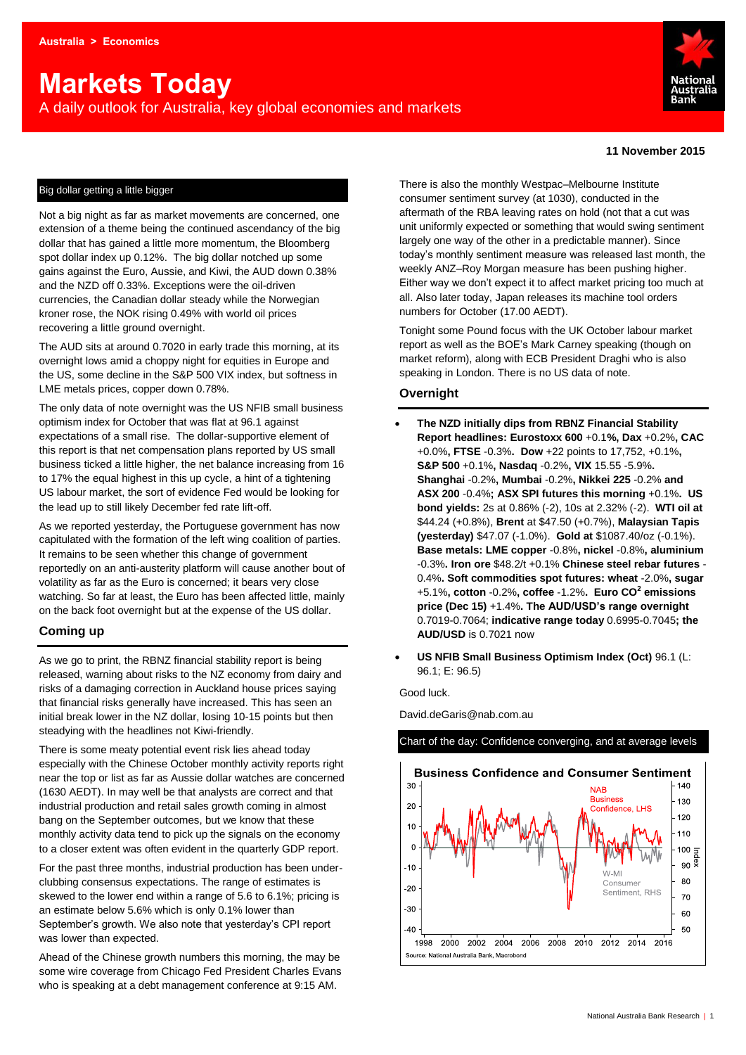Australia > Economics

# Markets Today

A daily outlook for Australia, key global economies and markets

11 November 2015

## Big dollar getting a little bigger

Not a big night as far as market movements are concerned, one extension of a theme being the continued ascendancy of the big dollar that has gained a little more momentum, the Bloomberg spot dollar index up 0.12%. The big dollar notched up some gains against the Euro, Aussie, and Kiwi, the AUD down 0.38% and the NZD off 0.33%. Exceptions were the oil-driven currencies, the Canadian dollar steady while the Norwegian kroner rose, the NOK rising 0.49% with world oil prices recovering a little ground overnight.

The AUD sits at around 0.7020 in early trade this morning, at its overnight lows amid a choppy night for equities in Europe and the US, some decline in the S&P 500 VIX index, but softness in LME metals prices, copper down 0.78%.

The only data of note overnight was the US NFIB small business optimism index for October that was flat at 96.1 against expectations of a small rise. The dollar-supportive element of this report is that net compensation plans reported by US small business ticked a little higher, the net balance increasing from 16 to 17% the equal highest in this up cycle, a hint of a tightening US labour market, the sort of evidence Fed would be looking for the lead up to still likely December fed rate lift-off.

As we reported yesterday, the Portuguese government has now capitulated with the formation of the left wing coalition of parties. It remains to be seen whether this change of government reportedly on an anti-austerity platform will cause another bout of volatility as far as the Euro is concerned; it bears very close watching. So far at least, the Euro has been affected little, mainly on the back foot overnight but at the expense of the US dollar.

## Coming up

As we go to print, the RBNZ financial stability report is being released, warning about risks to the NZ economy from dairy and risks of a damaging correction in Auckland house prices saying that financial risks generally have increased. This has seen an initial break lower in the NZ dollar, losing 10-15 points but then steadying with the headlines not Kiwi-friendly.

There is some meaty potential event risk lies ahead today especially with the Chinese October monthly activity reports right near the top or list as far as Aussie dollar watches are concerned (1630 AEDT). In may well be that analysts are correct and that industrial production and retail sales growth coming in almost bang on the September outcomes, but we know that these monthly activity data tend to pick up the signals on the economy to a closer extent was often evident in the quarterly GDP report.

For the past three months, industrial production has been under-clubbing consensus expectations. The range of estimates is skewed to the lower end within a range of 5.6 to 6.1%; pricing is an estimate below 5.6% which is only 0.1% lower than September's growth. We also note that yesterday's CPI report was lower than expected.

Ahead of the Chinese growth numbers this morning, the may be some wire coverage from Chicago Fed President Charles Evans who is speaking at a debt management conference at 9:15 AM.

There is also the monthly Westpac–Melbourne Institute consumer sentiment survey (at 1030), conducted in the aftermath of the RBA leaving rates on hold (not that a cut was unit uniformly expected or something that would swing sentiment largely one way of the other in a predictable manner). Since today's monthly sentiment measure was released last month, the weekly ANZ–Roy Morgan measure has been pushing higher. Either way we don't expect it to affect market pricing too much at all. Also later today, Japan releases its machine tool orders numbers for October (17.00 AEDT).

Tonight some Pound focus with the UK October labour market report as well as the BOE's Mark Carney speaking (though on market reform), along with ECB President Draghi who is also speaking in London. There is no US data of note.

## Overnight

- **The NZD initially dips from RBNZ Financial Stability Report headlines: Eurostoxx 600** +0.1%**, Dax** +0.2%**, CAC** +0.0%**, FTSE** -0.3%**. Dow** +22 points to 17,752, +0.1%**, S&P 500** +0.1%**, Nasdaq** -0.2%**, VIX** 15.55 -5.9%**. Shanghai** -0.2%**, Mumbai** -0.2%**, Nikkei 225** -0.2% **and ASX 200** -0.4%**; ASX SPI futures this morning** +0.1%**. US bond yields:** 2s at 0.86% (-2), 10s at 2.32% (-2). **WTI oil at** $44.24 (+0.8%), **Brent** at $47.50 (+0.7%), **Malaysian Tapis (yesterday)** $47.07 (-1.0%). **Gold at** $1087.40/oz (-0.1%). **Base metals: LME copper** -0.8%**, nickel** -0.8%**, aluminium** -0.3%**. Iron ore** $48.2/t +0.1% **Chinese steel rebar futures** -0.4%**. Soft commodities spot futures: wheat** -2.0%**, sugar** +5.1%**, cotton** -0.2%**, coffee** -1.2%**. Euro $CO^2$ emissions price (Dec 15)** +1.4%**. The AUD/USD's range overnight** 0.7019-0.7064; **indicative range today** 0.6995-0.7045**; the AUD/USD** is 0.7021 now
- **US NFIB Small Business Optimism Index (Oct)** 96.1 (L: 96.1; E: 96.5)

Good luck.

David.deGaris@nab.com.au

Chart of the day: Confidence converging, and at average levels

**Business Confidence and Consumer Sentiment**

Source: National Australia Bank, Macrobond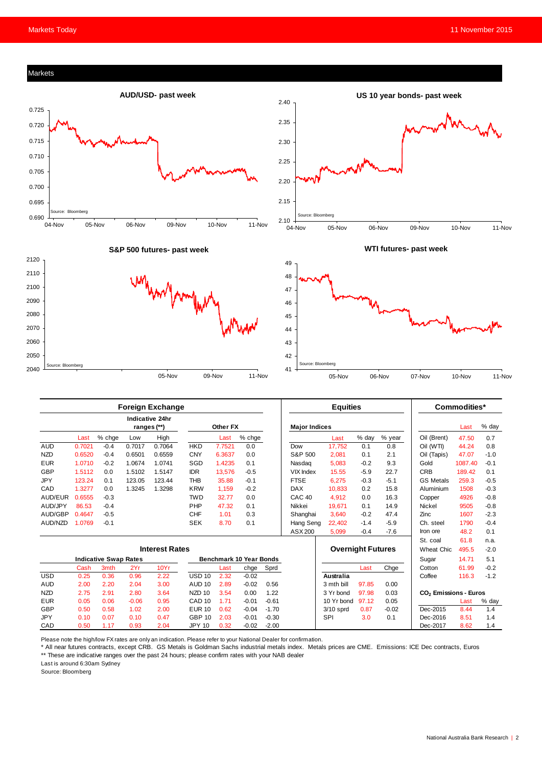## Markets

**AUD/USD- past week**

**US 10 year bonds- past week**

**S&P 500 futures- past week**

**WTI futures- past week**

Source: Bloomberg

### Foreign Exchange

| | Last | % chge | Indicative 24hr ranges (**) Low | High | | Other FX | Last | % chge |
|---|---|---|---|---|---|---|---|---|
| AUD | 0.7021 | -0.4 | 0.7017 | 0.7064 | | HKD | 7.7521 | 0.0 |
| NZD | 0.6520 | -0.4 | 0.6501 | 0.6559 | | CNY | 6.3637 | 0.0 |
| EUR | 1.0710 | -0.2 | 1.0674 | 1.0741 | | SGD | 1.4235 | 0.1 |
| GBP | 1.5112 | 0.0 | 1.5102 | 1.5147 | | IDR | 13,576 | -0.5 |
| JPY | 123.24 | 0.1 | 123.05 | 123.44 | | THB | 35.88 | -0.1 |
| CAD | 1.3277 | 0.0 | 1.3245 | 1.3298 | | KRW | 1,159 | -0.2 |
| AUD/EUR | 0.6555 | -0.3 | | | | TWD | 32.77 | 0.0 |
| AUD/JPY | 86.53 | -0.4 | | | | PHP | 47.32 | 0.1 |
| AUD/GBP | 0.4647 | -0.5 | | | | CHF | 1.01 | 0.3 |
| AUD/NZD | 1.0769 | -0.1 | | | | SEK | 8.70 | 0.1 |

### Equities

| Major Indices | Last | % day | % year |
|---|---|---|---|
| Dow | 17,752 | 0.1 | 0.8 |
| S&P 500 | 2,081 | 0.1 | 2.1 |
| Nasdaq | 5,083 | -0.2 | 9.3 |
| VIX Index | 15.55 | -5.9 | 22.7 |
| FTSE | 6,275 | -0.3 | -5.1 |
| DAX | 10,833 | 0.2 | 15.8 |
| CAC 40 | 4,912 | 0.0 | 16.3 |
| Nikkei | 19,671 | 0.1 | 14.9 |
| Shanghai | 3,640 | -0.2 | 47.4 |
| Hang Seng | 22,402 | -1.4 | -5.9 |
| ASX 200 | 5,099 | -0.4 | -7.6 |

### Commodities*

| | Last | % day |
|---|---|---|
| Oil (Brent) | 47.50 | 0.7 |
| Oil (WTI) | 44.24 | 0.8 |
| Oil (Tapis) | 47.07 | -1.0 |
| Gold | 1087.40 | -0.1 |
| CRB | 189.42 | 0.1 |
| GS Metals | 259.3 | -0.5 |
| Aluminium | 1508 | -0.3 |
| Copper | 4926 | -0.8 |
| Nickel | 9505 | -0.8 |
| Zinc | 1607 | -2.3 |
| Ch. steel | 1790 | -0.4 |
| Iron ore | 48.2 | 0.1 |
| St. coal | 61.8 | n.a. |
| Wheat Chic | 495.5 | -2.0 |
| Sugar | 14.71 | 5.1 |
| Cotton | 61.99 | -0.2 |
| Coffee | 116.3 | -1.2 |

### Interest Rates

| Indicative Swap Rates | Cash | 3mth | 2Yr | 10Yr | | Benchmark 10 Year Bonds | Last | chge | Sprd |
|---|---|---|---|---|---|---|---|---|---|
| USD | 0.25 | 0.36 | 0.96 | 2.22 | | USD 10 | 2.32 | -0.02 | |
| AUD | 2.00 | 2.20 | 2.04 | 3.00 | | AUD 10 | 2.89 | -0.02 | 0.56 |
| NZD | 2.75 | 2.91 | 2.80 | 3.64 | | NZD 10 | 3.54 | 0.00 | 1.22 |
| EUR | 0.05 | 0.06 | -0.06 | 0.95 | | CAD 10 | 1.71 | -0.01 | -0.61 |
| GBP | 0.50 | 0.58 | 1.02 | 2.00 | | EUR 10 | 0.62 | -0.04 | -1.70 |
| JPY | 0.10 | 0.07 | 0.10 | 0.47 | | GBP 10 | 2.03 | -0.01 | -0.30 |
| CAD | 0.50 | 1.17 | 0.93 | 2.04 | | JPY 10 | 0.32 | -0.02 | -2.00 |

### Overnight Futures

| Australia | Last | Chge |
|---|---|---|
| 3 mth bill | 97.85 | 0.00 |
| 3 Yr bond | 97.98 | 0.03 |
| 10 Yr bond | 97.12 | 0.05 |
| 3/10 sprd | 0.87 | -0.02 |
| SPI | 3.0 | 0.1 |

### $CO_2$ Emissions - Euros

| | Last | % day |
|---|---|---|
| Dec-2015 | 8.44 | 1.4 |
| Dec-2016 | 8.51 | 1.4 |
| Dec-2017 | 8.62 | 1.4 |

Please note the high/low FX rates are only an indication. Please refer to your National Dealer for confirmation.
* All near futures contracts, except CRB. GS Metals is Goldman Sachs industrial metals index. Metals prices are CME. Emissions: ICE Dec contracts, Euros
** These are indicative ranges over the past 24 hours; please confirm rates with your NAB dealer
Last is around 6:30am Sydney
Source: Bloomberg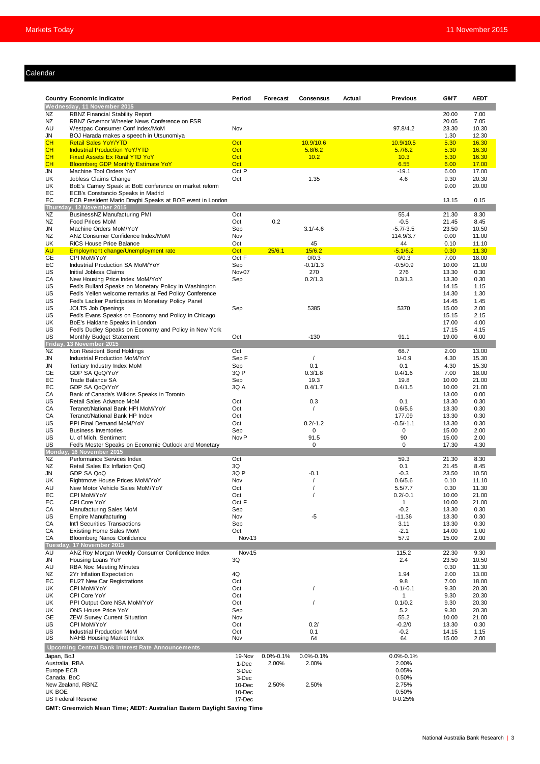## Calendar

| Country | Economic Indicator | Period | Forecast | Consensus | Actual | Previous | GMT | AEDT |
|---|---|---|---|---|---|---|---|---|
| **Wednesday, 11 November 2015** | | | | | | | | |
| NZ | RBNZ Financial Stability Report | | | | | | 20.00 | 7.00 |
| NZ | RBNZ Governor Wheeler News Conference on FSR | | | | | | 20.05 | 7.05 |
| AU | Westpac Consumer Conf Index/MoM | Nov | | | | 97.8/4.2 | 23.30 | 10.30 |
| JN | BOJ Harada makes a speech in Utsunomiya | | | | | | 1.30 | 12.30 |
| CH | Retail Sales YoY/YTD | Oct | | 10.9/10.6 | | 10.9/10.5 | 5.30 | 16.30 |
| CH | Industrial Production YoY/YTD | Oct | | 5.8/6.2 | | 5.7/6.2 | 5.30 | 16.30 |
| CH | Fixed Assets Ex Rural YTD YoY | Oct | | 10.2 | | 10.3 | 5.30 | 16.30 |
| CH | Bloomberg GDP Monthly Estimate YoY | Oct | | | | 6.55 | 6.00 | 17.00 |
| JN | Machine Tool Orders YoY | Oct P | | | | -19.1 | 6.00 | 17.00 |
| UK | Jobless Claims Change | Oct | | 1.35 | | 4.6 | 9.30 | 20.30 |
| UK | BoE's Carney Speak at BoE conference on market reform | | | | | | 9.00 | 20.00 |
| EC | ECB's Constancio Speaks in Madrid | | | | | | | |
| EC | ECB President Mario Draghi Speaks at BOE event in London | | | | | | 13.15 | 0.15 |
| **Thursday, 12 November 2015** | | | | | | | | |
| NZ | BusinessNZ Manufacturing PMI | Oct | | | | 55.4 | 21.30 | 8.30 |
| NZ | Food Prices MoM | Oct | 0.2 | | | -0.5 | 21.45 | 8.45 |
| JN | Machine Orders MoM/YoY | Sep | | 3.1/-4.6 | | -5.7/-3.5 | 23.50 | 10.50 |
| NZ | ANZ Consumer Confidence Index/MoM | Nov | | | | 114.9/3.7 | 0.00 | 11.00 |
| UK | RICS House Price Balance | Oct | | 45 | | 44 | 0.10 | 11.10 |
| AU | Employment change/Unemployment rate | Oct | 25/6.1 | 15/6.2 | | -5.1/6.2 | 0.30 | 11.30 |
| GE | CPI MoM/YoY | Oct F | | 0/0.3 | | 0/0.3 | 7.00 | 18.00 |
| EC | Industrial Production SA MoM/YoY | Sep | | -0.1/1.3 | | -0.5/0.9 | 10.00 | 21.00 |
| US | Initial Jobless Claims | Nov-07 | | 270 | | 276 | 13.30 | 0.30 |
| CA | New Housing Price Index MoM/YoY | Sep | | 0.2/1.3 | | 0.3/1.3 | 13.30 | 0.30 |
| US | Fed's Bullard Speaks on Monetary Policy in Washington | | | | | | 14.15 | 1.15 |
| US | Fed's Yellen welcome remarks at Fed Policy Conference | | | | | | 14.30 | 1.30 |
| US | Fed's Lacker Participates in Monetary Policy Panel | | | | | | 14.45 | 1.45 |
| US | JOLTS Job Openings | Sep | | 5385 | | 5370 | 15.00 | 2.00 |
| US | Fed's Evans Speaks on Economy and Policy in Chicago | | | | | | 15.15 | 2.15 |
| UK | BoE's Haldane Speaks in London | | | | | | 17.00 | 4.00 |
| US | Fed's Dudley Speaks on Economy and Policy in New York | | | | | | 17.15 | 4.15 |
| US | Monthly Budget Statement | Oct | | -130 | | 91.1 | 19.00 | 6.00 |
| **Friday, 13 November 2015** | | | | | | | | |
| NZ | Non Resident Bond Holdings | Oct | | | | 68.7 | 2.00 | 13.00 |
| JN | Industrial Production MoM/YoY | Sep F | | / | | 1/-0.9 | 4.30 | 15.30 |
| JN | Tertiary Industry Index MoM | Sep | | 0.1 | | 0.1 | 4.30 | 15.30 |
| GE | GDP SA QoQ/YoY | 3Q P | | 0.3/1.8 | | 0.4/1.6 | 7.00 | 18.00 |
| EC | Trade Balance SA | Sep | | 19.3 | | 19.8 | 10.00 | 21.00 |
| EC | GDP SA QoQ/YoY | 3Q A | | 0.4/1.7 | | 0.4/1.5 | 10.00 | 21.00 |
| CA | Bank of Canada's Wilkins Speaks in Toronto | | | | | | 13.00 | 0.00 |
| US | Retail Sales Advance MoM | Oct | | 0.3 | | 0.1 | 13.30 | 0.30 |
| CA | Teranet/National Bank HPI MoM/YoY | Oct | | / | | 0.6/5.6 | 13.30 | 0.30 |
| CA | Teranet/National Bank HP Index | Oct | | | | 177.09 | 13.30 | 0.30 |
| US | PPI Final Demand MoM/YoY | Oct | | 0.2/-1.2 | | -0.5/-1.1 | 13.30 | 0.30 |
| US | Business Inventories | Sep | | 0 | | 0 | 15.00 | 2.00 |
| US | U. of Mich. Sentiment | Nov P | | 91.5 | | 90 | 15.00 | 2.00 |
| US | Fed's Mester Speaks on Economic Outlook and Monetary | | | 0 | | 0 | 17.30 | 4.30 |
| **Monday, 16 November 2015** | | | | | | | | |
| NZ | Performance Services Index | Oct | | | | 59.3 | 21.30 | 8.30 |
| NZ | Retail Sales Ex Inflation QoQ | 3Q | | | | 0.1 | 21.45 | 8.45 |
| JN | GDP SA QoQ | 3Q P | | -0.1 | | -0.3 | 23.50 | 10.50 |
| UK | Rightmove House Prices MoM/YoY | Nov | | / | | 0.6/5.6 | 0.10 | 11.10 |
| AU | New Motor Vehicle Sales MoM/YoY | Oct | | / | | 5.5/7.7 | 0.30 | 11.30 |
| EC | CPI MoM/YoY | Oct | | / | | 0.2/-0.1 | 10.00 | 21.00 |
| EC | CPI Core YoY | Oct F | | | | 1 | 10.00 | 21.00 |
| CA | Manufacturing Sales MoM | Sep | | | | -0.2 | 13.30 | 0.30 |
| US | Empire Manufacturing | Nov | | -5 | | -11.36 | 13.30 | 0.30 |
| CA | Int'l Securities Transactions | Sep | | | | 3.11 | 13.30 | 0.30 |
| CA | Existing Home Sales MoM | Oct | | | | -2.1 | 14.00 | 1.00 |
| CA | Bloomberg Nanos Confidence | Nov-13 | | | | 57.9 | 15.00 | 2.00 |
| **Tuesday, 17 November 2015** | | | | | | | | |
| AU | ANZ Roy Morgan Weekly Consumer Confidence Index | Nov-15 | | | | 115.2 | 22.30 | 9.30 |
| JN | Housing Loans YoY | 3Q | | | | 2.4 | 23.50 | 10.50 |
| AU | RBA Nov. Meeting Minutes | | | | | | 0.30 | 11.30 |
| NZ | 2Yr Inflation Expectation | 4Q | | | | 1.94 | 2.00 | 13.00 |
| EC | EU27 New Car Registrations | Oct | | | | 9.8 | 7.00 | 18.00 |
| UK | CPI MoM/YoY | Oct | | / | | -0.1/-0.1 | 9.30 | 20.30 |
| UK | CPI Core YoY | Oct | | | | 1 | 9.30 | 20.30 |
| UK | PPI Output Core NSA MoM/YoY | Oct | | / | | 0.1/0.2 | 9.30 | 20.30 |
| UK | ONS House Price YoY | Sep | | | | 5.2 | 9.30 | 20.30 |
| GE | ZEW Survey Current Situation | Nov | | | | 55.2 | 10.00 | 21.00 |
| US | CPI MoM/YoY | Oct | | 0.2/ | | -0.2/0 | 13.30 | 0.30 |
| US | Industrial Production MoM | Oct | | 0.1 | | -0.2 | 14.15 | 1.15 |
| US | NAHB Housing Market Index | Nov | | 64 | | 64 | 15.00 | 2.00 |

**Upcoming Central Bank Interest Rate Announcements**

| Central Bank | Date | Forecast | Consensus | Previous |
|---|---|---|---|---|
| Japan, BoJ | 19-Nov | 0.0%-0.1% | 0.0%-0.1% | 0.0%-0.1% |
| Australia, RBA | 1-Dec | 2.00% | 2.00% | 2.00% |
| Europe ECB | 3-Dec | | | 0.05% |
| Canada, BoC | 3-Dec | | | 0.50% |
| New Zealand, RBNZ | 10-Dec | 2.50% | 2.50% | 2.75% |
| UK BOE | 10-Dec | | | 0.50% |
| US Federal Reserve | 17-Dec | | | 0-0.25% |

**GMT: Greenwich Mean Time; AEDT: Australian Eastern Daylight Saving Time**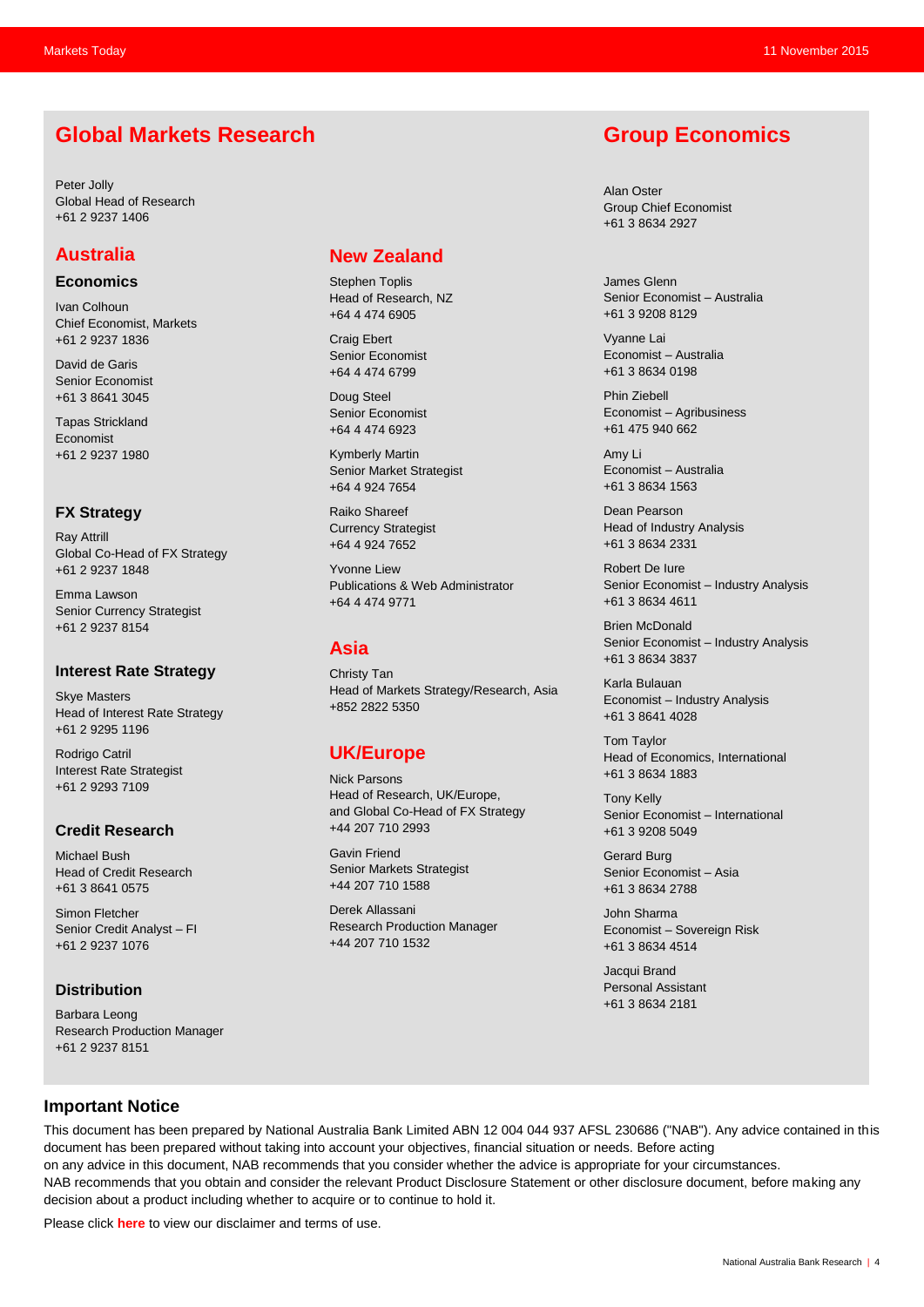# Global Markets Research

Peter Jolly
Global Head of Research
+61 2 9237 1406

## Australia

### Economics

Ivan Colhoun
Chief Economist, Markets
+61 2 9237 1836

David de Garis
Senior Economist
+61 3 8641 3045

Tapas Strickland
Economist
+61 2 9237 1980

### FX Strategy

Ray Attrill
Global Co-Head of FX Strategy
+61 2 9237 1848

Emma Lawson
Senior Currency Strategist
+61 2 9237 8154

### Interest Rate Strategy

Skye Masters
Head of Interest Rate Strategy
+61 2 9295 1196

Rodrigo Catril
Interest Rate Strategist
+61 2 9293 7109

### Credit Research

Michael Bush
Head of Credit Research
+61 3 8641 0575

Simon Fletcher
Senior Credit Analyst – FI
+61 2 9237 1076

### Distribution

Barbara Leong
Research Production Manager
+61 2 9237 8151

## New Zealand

Stephen Toplis
Head of Research, NZ
+64 4 474 6905

Craig Ebert
Senior Economist
+64 4 474 6799

Doug Steel
Senior Economist
+64 4 474 6923

Kymberly Martin
Senior Market Strategist
+64 4 924 7654

Raiko Shareef
Currency Strategist
+64 4 924 7652

Yvonne Liew
Publications & Web Administrator
+64 4 474 9771

## Asia

Christy Tan
Head of Markets Strategy/Research, Asia
+852 2822 5350

## UK/Europe

Nick Parsons
Head of Research, UK/Europe,
and Global Co-Head of FX Strategy
+44 207 710 2993

Gavin Friend
Senior Markets Strategist
+44 207 710 1588

Derek Allassani
Research Production Manager
+44 207 710 1532

# Group Economics

Alan Oster
Group Chief Economist
+61 3 8634 2927

James Glenn
Senior Economist – Australia
+61 3 9208 8129

Vyanne Lai
Economist – Australia
+61 3 8634 0198

Phin Ziebell
Economist – Agribusiness
+61 475 940 662

Amy Li
Economist – Australia
+61 3 8634 1563

Dean Pearson
Head of Industry Analysis
+61 3 8634 2331

Robert De Iure
Senior Economist – Industry Analysis
+61 3 8634 4611

Brien McDonald
Senior Economist – Industry Analysis
+61 3 8634 3837

Karla Bulauan
Economist – Industry Analysis
+61 3 8641 4028

Tom Taylor
Head of Economics, International
+61 3 8634 1883

Tony Kelly
Senior Economist – International
+61 3 9208 5049

Gerard Burg
Senior Economist – Asia
+61 3 8634 2788

John Sharma
Economist – Sovereign Risk
+61 3 8634 4514

Jacqui Brand
Personal Assistant
+61 3 8634 2181

## Important Notice

This document has been prepared by National Australia Bank Limited ABN 12 004 044 937 AFSL 230686 ("NAB"). Any advice contained in this document has been prepared without taking into account your objectives, financial situation or needs. Before acting on any advice in this document, NAB recommends that you consider whether the advice is appropriate for your circumstances.
NAB recommends that you obtain and consider the relevant Product Disclosure Statement or other disclosure document, before making any decision about a product including whether to acquire or to continue to hold it.

Please click **here** to view our disclaimer and terms of use.